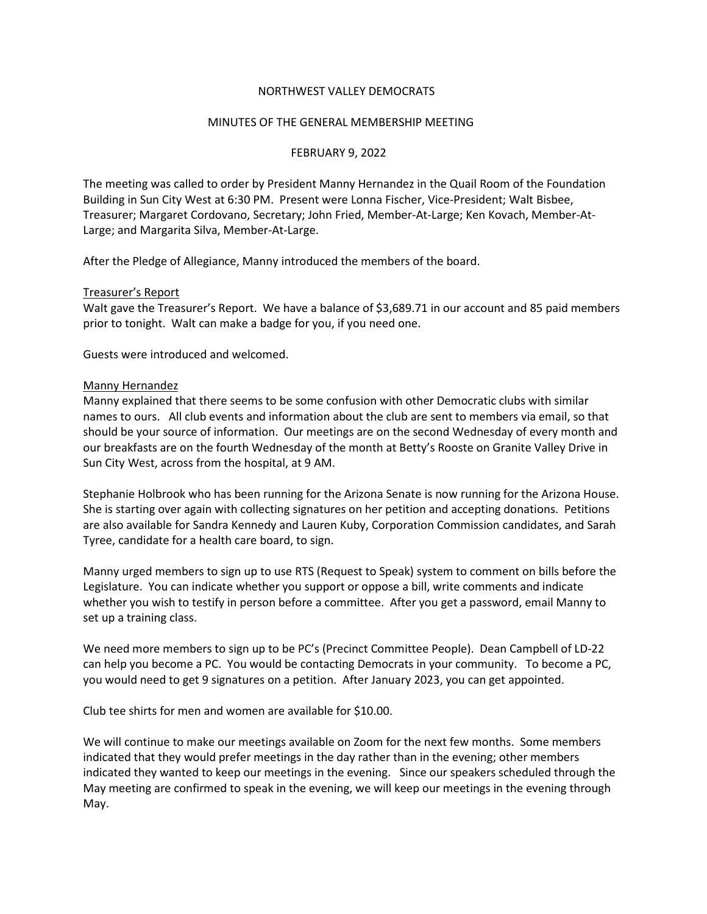# NORTHWEST VALLEY DEMOCRATS

## MINUTES OF THE GENERAL MEMBERSHIP MEETING

### FEBRUARY 9, 2022

The meeting was called to order by President Manny Hernandez in the Quail Room of the Foundation Building in Sun City West at 6:30 PM. Present were Lonna Fischer, Vice-President; Walt Bisbee, Treasurer; Margaret Cordovano, Secretary; John Fried, Member-At-Large; Ken Kovach, Member-At-Large; and Margarita Silva, Member-At-Large.

After the Pledge of Allegiance, Manny introduced the members of the board.

Treasurer's Report

Walt gave the Treasurer's Report. We have a balance of $3,689.71 in our account and 85 paid members prior to tonight. Walt can make a badge for you, if you need one.

Guests were introduced and welcomed.

Manny Hernandez

Manny explained that there seems to be some confusion with other Democratic clubs with similar names to ours. All club events and information about the club are sent to members via email, so that should be your source of information. Our meetings are on the second Wednesday of every month and our breakfasts are on the fourth Wednesday of the month at Betty's Rooste on Granite Valley Drive in Sun City West, across from the hospital, at 9 AM.

Stephanie Holbrook who has been running for the Arizona Senate is now running for the Arizona House. She is starting over again with collecting signatures on her petition and accepting donations. Petitions are also available for Sandra Kennedy and Lauren Kuby, Corporation Commission candidates, and Sarah Tyree, candidate for a health care board, to sign.

Manny urged members to sign up to use RTS (Request to Speak) system to comment on bills before the Legislature. You can indicate whether you support or oppose a bill, write comments and indicate whether you wish to testify in person before a committee. After you get a password, email Manny to set up a training class.

We need more members to sign up to be PC's (Precinct Committee People). Dean Campbell of LD-22 can help you become a PC. You would be contacting Democrats in your community. To become a PC, you would need to get 9 signatures on a petition. After January 2023, you can get appointed.

Club tee shirts for men and women are available for $10.00.

We will continue to make our meetings available on Zoom for the next few months. Some members indicated that they would prefer meetings in the day rather than in the evening; other members indicated they wanted to keep our meetings in the evening. Since our speakers scheduled through the May meeting are confirmed to speak in the evening, we will keep our meetings in the evening through May.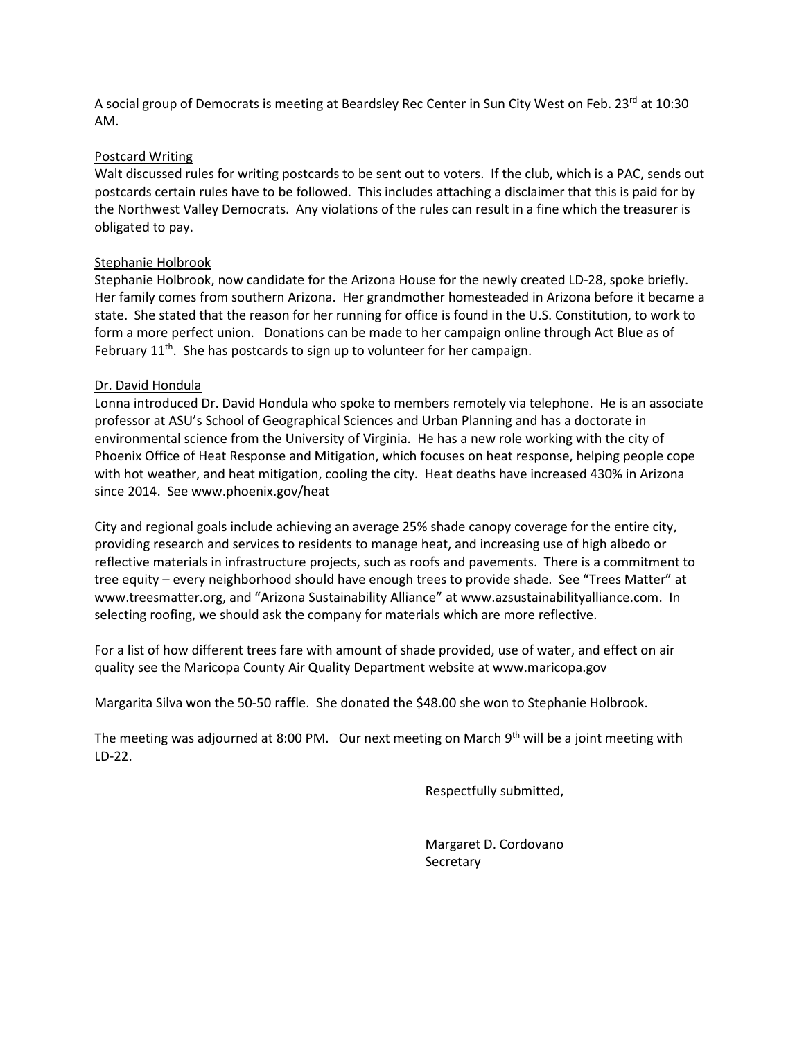A social group of Democrats is meeting at Beardsley Rec Center in Sun City West on Feb. 23rd at 10:30 AM.

Postcard Writing

Walt discussed rules for writing postcards to be sent out to voters. If the club, which is a PAC, sends out postcards certain rules have to be followed. This includes attaching a disclaimer that this is paid for by the Northwest Valley Democrats. Any violations of the rules can result in a fine which the treasurer is obligated to pay.

Stephanie Holbrook

Stephanie Holbrook, now candidate for the Arizona House for the newly created LD-28, spoke briefly. Her family comes from southern Arizona. Her grandmother homesteaded in Arizona before it became a state. She stated that the reason for her running for office is found in the U.S. Constitution, to work to form a more perfect union. Donations can be made to her campaign online through Act Blue as of February 11th. She has postcards to sign up to volunteer for her campaign.

Dr. David Hondula

Lonna introduced Dr. David Hondula who spoke to members remotely via telephone. He is an associate professor at ASU's School of Geographical Sciences and Urban Planning and has a doctorate in environmental science from the University of Virginia. He has a new role working with the city of Phoenix Office of Heat Response and Mitigation, which focuses on heat response, helping people cope with hot weather, and heat mitigation, cooling the city. Heat deaths have increased 430% in Arizona since 2014. See www.phoenix.gov/heat

City and regional goals include achieving an average 25% shade canopy coverage for the entire city, providing research and services to residents to manage heat, and increasing use of high albedo or reflective materials in infrastructure projects, such as roofs and pavements. There is a commitment to tree equity – every neighborhood should have enough trees to provide shade. See "Trees Matter" at www.treesmatter.org, and "Arizona Sustainability Alliance" at www.azsustainabilityalliance.com. In selecting roofing, we should ask the company for materials which are more reflective.

For a list of how different trees fare with amount of shade provided, use of water, and effect on air quality see the Maricopa County Air Quality Department website at www.maricopa.gov

Margarita Silva won the 50-50 raffle. She donated the $48.00 she won to Stephanie Holbrook.

The meeting was adjourned at 8:00 PM. Our next meeting on March 9th will be a joint meeting with LD-22.

Respectfully submitted,

Margaret D. Cordovano
Secretary